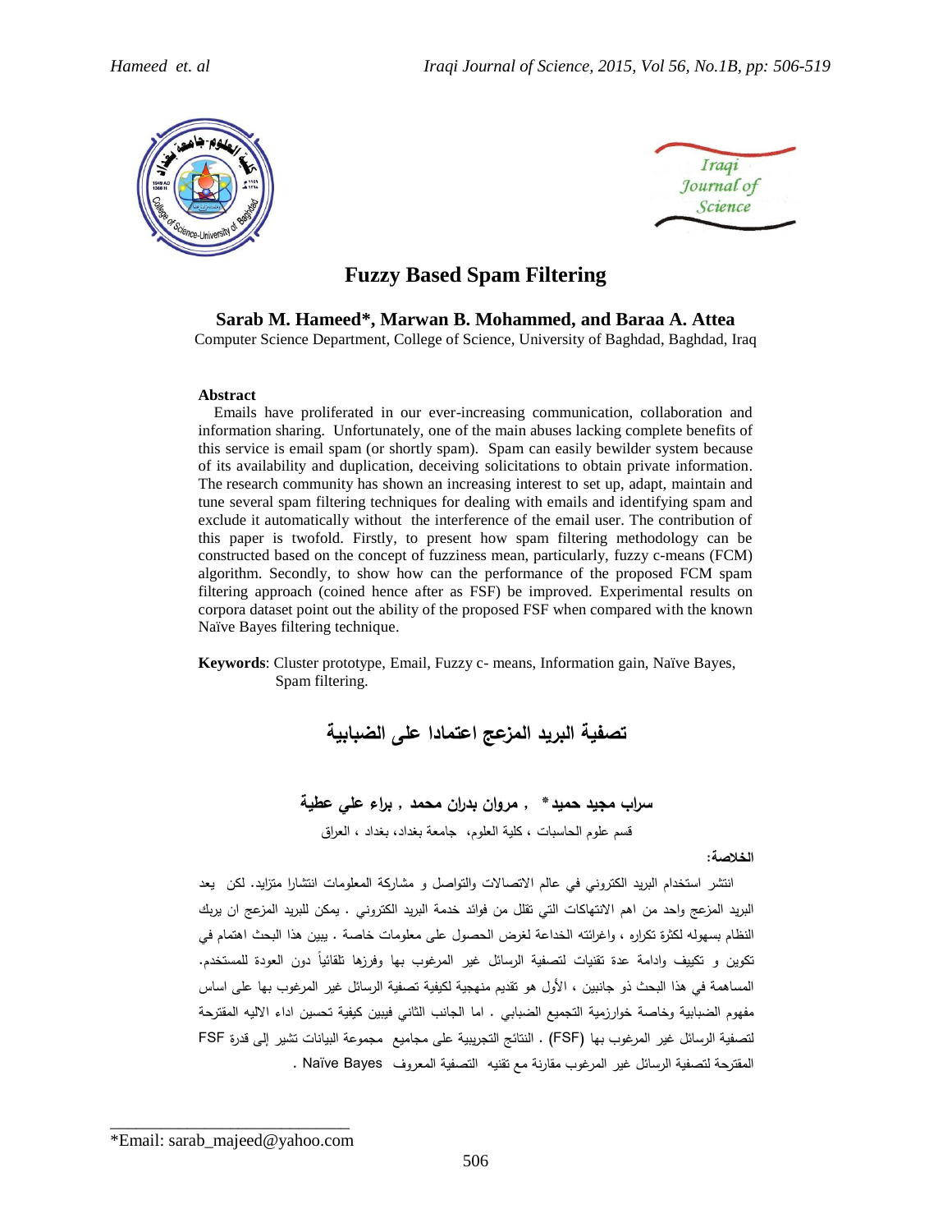# Fuzzy Based Spam Filtering

**Sarab M. Hameed*, Marwan B. Mohammed, and Baraa A. Attea**

Computer Science Department, College of Science, University of Baghdad, Baghdad, Iraq

**Abstract**

Emails have proliferated in our ever-increasing communication, collaboration and information sharing. Unfortunately, one of the main abuses lacking complete benefits of this service is email spam (or shortly spam). Spam can easily bewilder system because of its availability and duplication, deceiving solicitations to obtain private information. The research community has shown an increasing interest to set up, adapt, maintain and tune several spam filtering techniques for dealing with emails and identifying spam and exclude it automatically without the interference of the email user. The contribution of this paper is twofold. Firstly, to present how spam filtering methodology can be constructed based on the concept of fuzziness mean, particularly, fuzzy c-means (FCM) algorithm. Secondly, to show how can the performance of the proposed FCM spam filtering approach (coined hence after as FSF) be improved. Experimental results on corpora dataset point out the ability of the proposed FSF when compared with the known Naïve Bayes filtering technique.

**Keywords**: Cluster prototype, Email, Fuzzy c- means, Information gain, Naïve Bayes, Spam filtering.

# تصفية البريد المزعج اعتمادا على الضبابية

**سراب مجيد حميد* , مروان بدران محمد , براء علي عطية**

قسم علوم الحاسبات ، كلية العلوم، جامعة بغداد، بغداد ، العراق

**الخلاصة:**

انتشر استخدام البريد الكتروني في عالم الاتصالات والتواصل و مشاركة المعلومات انتشارا متزايد. لكن يعد البريد المزعج واحد من اهم الانتهاكات التي تقلل من فوائد خدمة البريد الكتروني . يمكن للبريد المزعج ان يربك النظام بسهوله لكثرة تكراره ، واغرائته الخداعة لغرض الحصول على معلومات خاصة . يبين هذا البحث اهتمام في تكوين و تكييف وادامة عدة تقنيات لتصفية الرسائل غير المرغوب بها وفرزها تلقائياً دون العودة للمستخدم. المساهمة في هذا البحث ذو جانبين ، الأول هو تقديم منهجية لكيفية تصفية الرسائل غير المرغوب بها على اساس مفهوم الضبابية وخاصة خوارزمية التجميع الضبابي . اما الجانب الثاني فيبين كيفية تحسين اداء الاليه المقترحة لتصفية الرسائل غير المرغوب بها (FSF) . النتائج التجريبية على مجاميع مجموعة البيانات تشير إلى قدرة FSF المقترحة لتصفية الرسائل غير المرغوب مقارنة مع تقنيه التصفية المعروف Naïve Bayes .

*Email: sarab_majeed@yahoo.com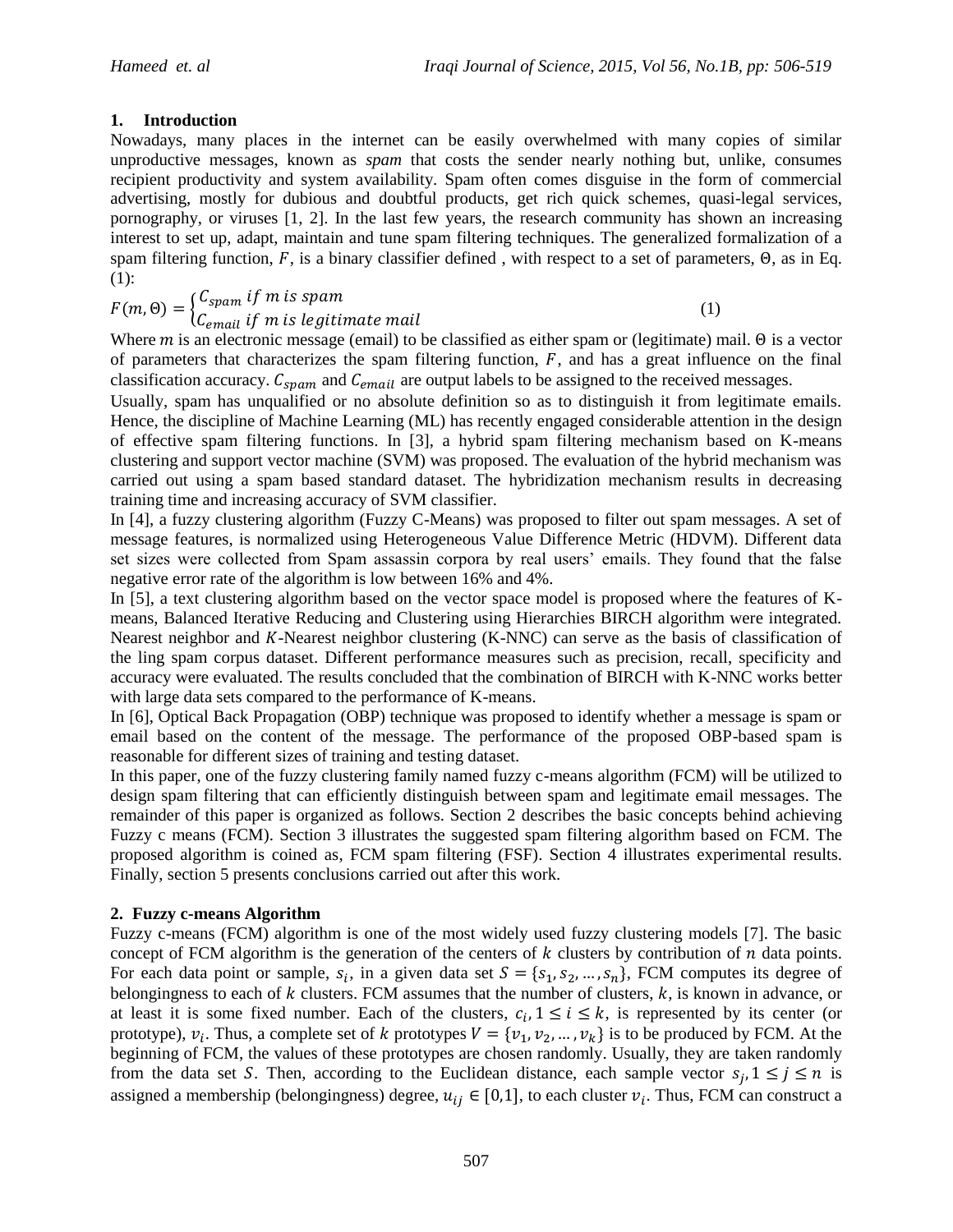## 1. Introduction

Nowadays, many places in the internet can be easily overwhelmed with many copies of similar unproductive messages, known as *spam* that costs the sender nearly nothing but, unlike, consumes recipient productivity and system availability. Spam often comes disguise in the form of commercial advertising, mostly for dubious and doubtful products, get rich quick schemes, quasi-legal services, pornography, or viruses [1, 2]. In the last few years, the research community has shown an increasing interest to set up, adapt, maintain and tune spam filtering techniques. The generalized formalization of a spam filtering function, $F$, is a binary classifier defined , with respect to a set of parameters, $\Theta$, as in Eq. (1):

$$F(m,\Theta) = \begin{cases} C_{spam} \; if \; m \; is \; spam \\ C_{email} \; if \; m \; is \; legitimate \; mail \end{cases} \quad (1)$$

Where $m$ is an electronic message (email) to be classified as either spam or (legitimate) mail. $\Theta$ is a vector of parameters that characterizes the spam filtering function, $F$, and has a great influence on the final classification accuracy. $C_{spam}$ and $C_{email}$ are output labels to be assigned to the received messages.

Usually, spam has unqualified or no absolute definition so as to distinguish it from legitimate emails. Hence, the discipline of Machine Learning (ML) has recently engaged considerable attention in the design of effective spam filtering functions. In [3], a hybrid spam filtering mechanism based on K-means clustering and support vector machine (SVM) was proposed. The evaluation of the hybrid mechanism was carried out using a spam based standard dataset. The hybridization mechanism results in decreasing training time and increasing accuracy of SVM classifier.

In [4], a fuzzy clustering algorithm (Fuzzy C-Means) was proposed to filter out spam messages. A set of message features, is normalized using Heterogeneous Value Difference Metric (HDVM). Different data set sizes were collected from Spam assassin corpora by real users' emails. They found that the false negative error rate of the algorithm is low between 16% and 4%.

In [5], a text clustering algorithm based on the vector space model is proposed where the features of K-means, Balanced Iterative Reducing and Clustering using Hierarchies BIRCH algorithm were integrated. Nearest neighbor and $K$-Nearest neighbor clustering (K-NNC) can serve as the basis of classification of the ling spam corpus dataset. Different performance measures such as precision, recall, specificity and accuracy were evaluated. The results concluded that the combination of BIRCH with K-NNC works better with large data sets compared to the performance of K-means.

In [6], Optical Back Propagation (OBP) technique was proposed to identify whether a message is spam or email based on the content of the message. The performance of the proposed OBP-based spam is reasonable for different sizes of training and testing dataset.

In this paper, one of the fuzzy clustering family named fuzzy c-means algorithm (FCM) will be utilized to design spam filtering that can efficiently distinguish between spam and legitimate email messages. The remainder of this paper is organized as follows. Section 2 describes the basic concepts behind achieving Fuzzy c means (FCM). Section 3 illustrates the suggested spam filtering algorithm based on FCM. The proposed algorithm is coined as, FCM spam filtering (FSF). Section 4 illustrates experimental results. Finally, section 5 presents conclusions carried out after this work.

## 2. Fuzzy c-means Algorithm

Fuzzy c-means (FCM) algorithm is one of the most widely used fuzzy clustering models [7]. The basic concept of FCM algorithm is the generation of the centers of $k$ clusters by contribution of $n$ data points. For each data point or sample, $s_i$, in a given data set $S = \{s_1, s_2, \ldots, s_n\}$, FCM computes its degree of belongingness to each of $k$ clusters. FCM assumes that the number of clusters, $k$, is known in advance, or at least it is some fixed number. Each of the clusters, $c_i, 1 \leq i \leq k$, is represented by its center (or prototype), $v_i$. Thus, a complete set of $k$ prototypes $V = \{v_1, v_2, \ldots, v_k\}$ is to be produced by FCM. At the beginning of FCM, the values of these prototypes are chosen randomly. Usually, they are taken randomly from the data set $S$. Then, according to the Euclidean distance, each sample vector $s_j, 1 \leq j \leq n$ is assigned a membership (belongingness) degree, $u_{ij} \in [0,1]$, to each cluster $v_i$. Thus, FCM can construct a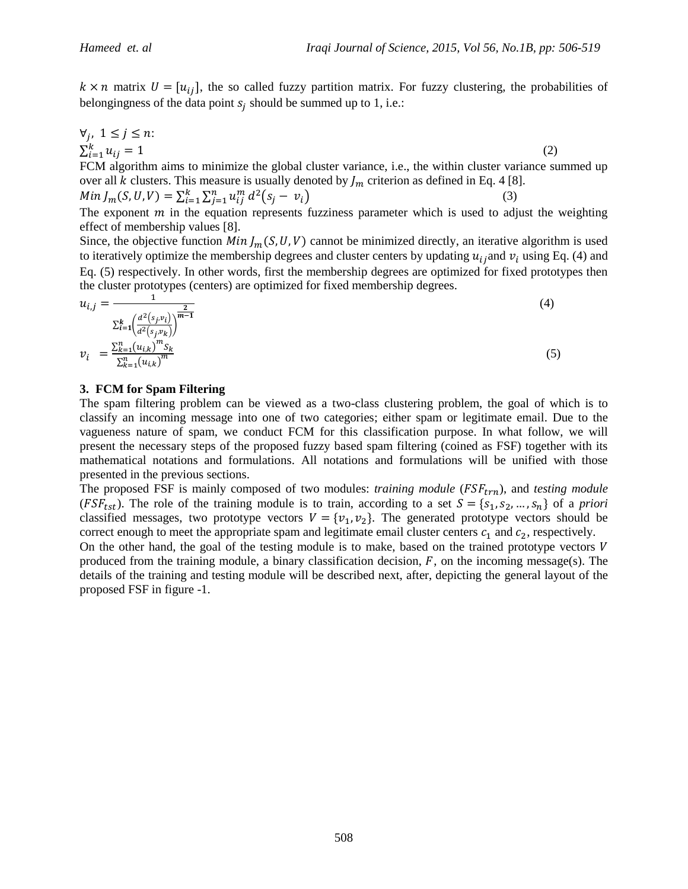$k \times n$ matrix $U = [u_{ij}]$, the so called fuzzy partition matrix. For fuzzy clustering, the probabilities of belongingness of the data point $s_j$ should be summed up to 1, i.e.:

$$\forall_j,\ 1 \leq j \leq n:$$
$$\sum_{i=1}^{k} u_{ij} = 1 \tag{2}$$

FCM algorithm aims to minimize the global cluster variance, i.e., the within cluster variance summed up over all $k$ clusters. This measure is usually denoted by $J_m$ criterion as defined in Eq. 4 [8].

$$Min\, J_m(S, U, V) = \sum_{i=1}^{k} \sum_{j=1}^{n} u_{ij}^m\, d^2(s_j - v_i) \tag{3}$$

The exponent $m$ in the equation represents fuzziness parameter which is used to adjust the weighting effect of membership values [8].

Since, the objective function $Min\, J_m(S, U, V)$ cannot be minimized directly, an iterative algorithm is used to iteratively optimize the membership degrees and cluster centers by updating $u_{ij}$ and $v_i$ using Eq. (4) and Eq. (5) respectively. In other words, first the membership degrees are optimized for fixed prototypes then the cluster prototypes (centers) are optimized for fixed membership degrees.

$$u_{i,j} = \frac{1}{\sum_{i=1}^{k} \left( \frac{d^2(s_j, v_i)}{d^2(s_j, v_k)} \right)^{\frac{2}{m-1}}} \tag{4}$$

$$v_i = \frac{\sum_{k=1}^{n} (u_{i,k})^m s_k}{\sum_{k=1}^{n} (u_{i,k})^m} \tag{5}$$

## 3. FCM for Spam Filtering

The spam filtering problem can be viewed as a two-class clustering problem, the goal of which is to classify an incoming message into one of two categories; either spam or legitimate email. Due to the vagueness nature of spam, we conduct FCM for this classification purpose. In what follow, we will present the necessary steps of the proposed fuzzy based spam filtering (coined as FSF) together with its mathematical notations and formulations. All notations and formulations will be unified with those presented in the previous sections.

The proposed FSF is mainly composed of two modules: *training module* ($FSF_{trn}$), and *testing module* ($FSF_{tst}$). The role of the training module is to train, according to a set $S = \{s_1, s_2, \ldots, s_n\}$ of a *priori* classified messages, two prototype vectors $V = \{v_1, v_2\}$. The generated prototype vectors should be correct enough to meet the appropriate spam and legitimate email cluster centers $c_1$ and $c_2$, respectively.

On the other hand, the goal of the testing module is to make, based on the trained prototype vectors $V$ produced from the training module, a binary classification decision, $F$, on the incoming message(s). The details of the training and testing module will be described next, after, depicting the general layout of the proposed FSF in figure -1.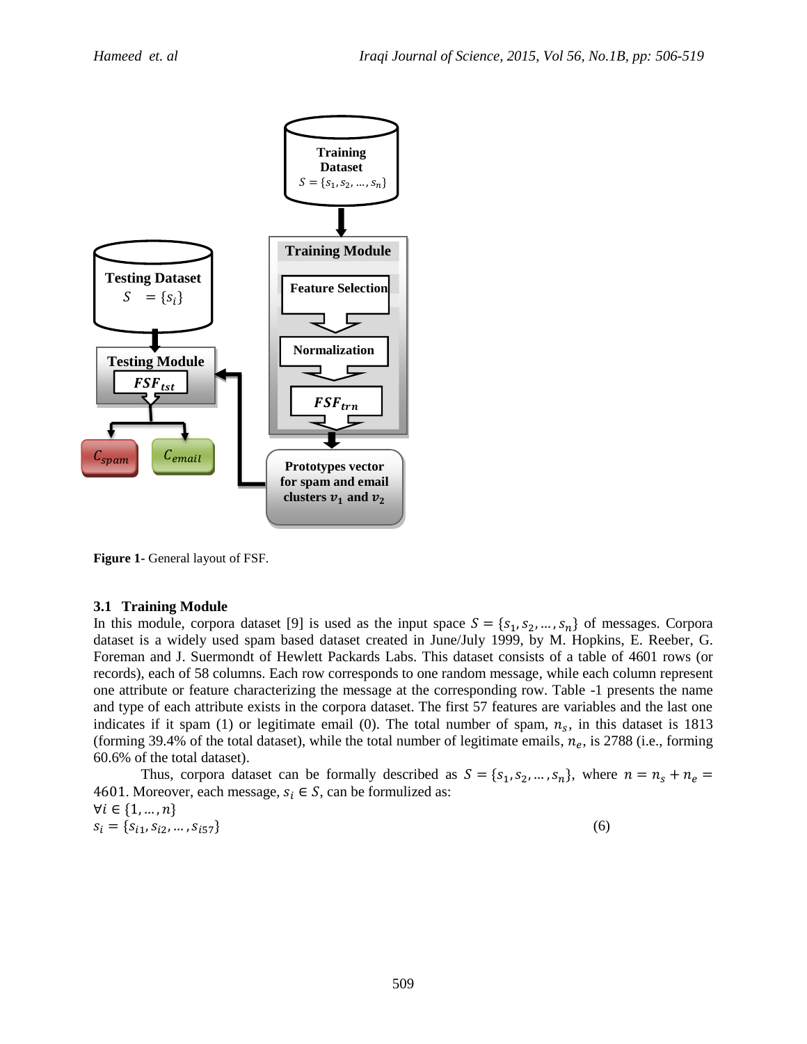Figure 1- General layout of FSF.

### 3.1 Training Module

In this module, corpora dataset [9] is used as the input space $S = \{s_1, s_2, \ldots, s_n\}$ of messages. Corpora dataset is a widely used spam based dataset created in June/July 1999, by M. Hopkins, E. Reeber, G. Foreman and J. Suermondt of Hewlett Packards Labs. This dataset consists of a table of 4601 rows (or records), each of 58 columns. Each row corresponds to one random message, while each column represent one attribute or feature characterizing the message at the corresponding row. Table -1 presents the name and type of each attribute exists in the corpora dataset. The first 57 features are variables and the last one indicates if it spam (1) or legitimate email (0). The total number of spam, $n_s$, in this dataset is 1813 (forming 39.4% of the total dataset), while the total number of legitimate emails, $n_e$, is 2788 (i.e., forming 60.6% of the total dataset).

Thus, corpora dataset can be formally described as $S = \{s_1, s_2, \ldots, s_n\}$, where $n = n_s + n_e = 4601$. Moreover, each message, $s_i \in S$, can be formulized as:

$\forall i \in \{1, \ldots, n\}$

$$s_i = \{s_{i1}, s_{i2}, \ldots, s_{i57}\} \qquad (6)$$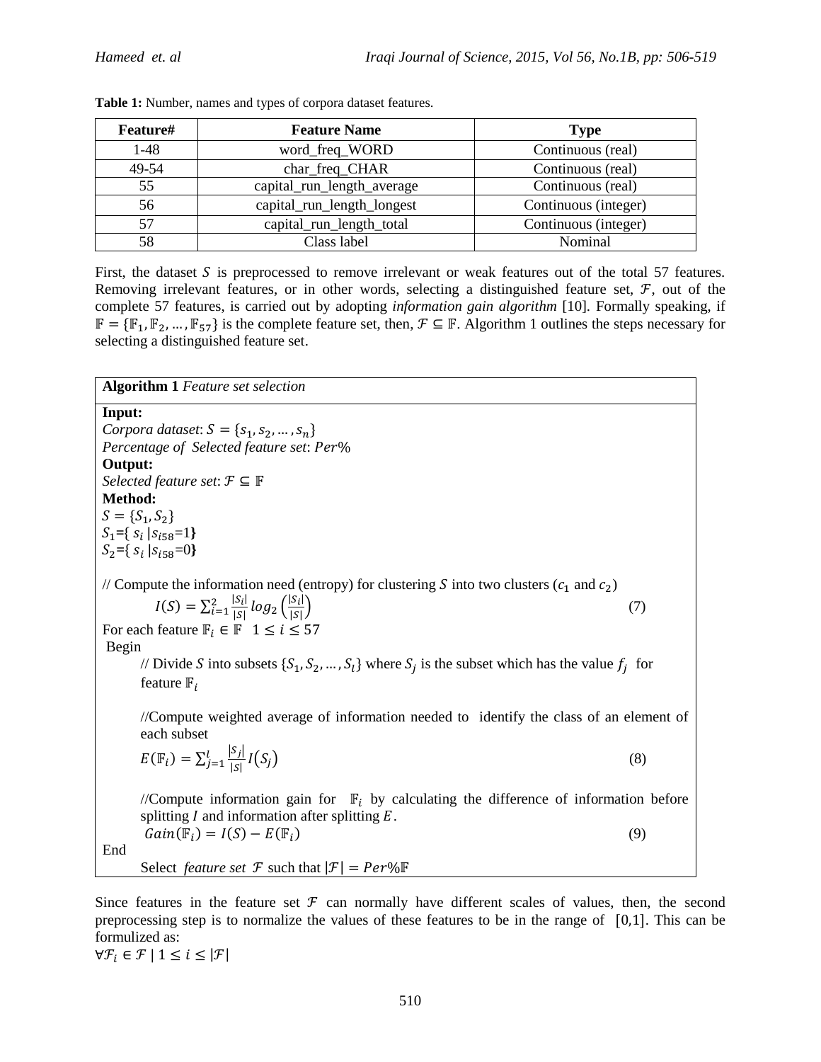**Table 1:** Number, names and types of corpora dataset features.

| Feature# | Feature Name | Type |
|---|---|---|
| 1-48 | word_freq_WORD | Continuous (real) |
| 49-54 | char_freq_CHAR | Continuous (real) |
| 55 | capital_run_length_average | Continuous (real) |
| 56 | capital_run_length_longest | Continuous (integer) |
| 57 | capital_run_length_total | Continuous (integer) |
| 58 | Class label | Nominal |

First, the dataset $S$ is preprocessed to remove irrelevant or weak features out of the total 57 features. Removing irrelevant features, or in other words, selecting a distinguished feature set, $\mathcal{F}$, out of the complete 57 features, is carried out by adopting *information gain algorithm* [10]. Formally speaking, if $\mathbb{F} = \{\mathbb{F}_1, \mathbb{F}_2, \ldots, \mathbb{F}_{57}\}$ is the complete feature set, then, $\mathcal{F} \subseteq \mathbb{F}$. Algorithm 1 outlines the steps necessary for selecting a distinguished feature set.

**Algorithm 1** *Feature set selection*

**Input:**
*Corpora dataset*: $S = \{s_1, s_2, \ldots, s_n\}$
*Percentage of Selected feature set*: $Per\%$
**Output:**
*Selected feature set*: $\mathcal{F} \subseteq \mathbb{F}$
**Method:**
$S = \{S_1, S_2\}$
$S_1 = \{ s_i \mid s_{i58} = 1\}$
$S_2 = \{ s_i \mid s_{i58} = 0\}$

// Compute the information need (entropy) for clustering $S$ into two clusters ($c_1$ and $c_2$)

$$I(S) = \sum_{i=1}^{2} \frac{|S_i|}{|S|} log_2\left(\frac{|S_i|}{|S|}\right) \quad (7)$$

For each feature $\mathbb{F}_i \in \mathbb{F} \quad 1 \leq i \leq 57$
Begin

// Divide $S$ into subsets $\{S_1, S_2, \ldots, S_l\}$ where $S_j$ is the subset which has the value $f_j$ for feature $\mathbb{F}_i$

//Compute weighted average of information needed to identify the class of an element of each subset

$$E(\mathbb{F}_i) = \sum_{j=1}^{l} \frac{|S_j|}{|S|} I(S_j) \quad (8)$$

//Compute information gain for $\mathbb{F}_i$ by calculating the difference of information before splitting $I$ and information after splitting $E$.

$$Gain(\mathbb{F}_i) = I(S) - E(\mathbb{F}_i) \quad (9)$$

End
Select *feature set* $\mathcal{F}$ such that $|\mathcal{F}| = Per\%\mathbb{F}$

Since features in the feature set $\mathcal{F}$ can normally have different scales of values, then, the second preprocessing step is to normalize the values of these features to be in the range of $[0,1]$. This can be formulized as:
$\forall \mathcal{F}_i \in \mathcal{F} \mid 1 \leq i \leq |\mathcal{F}|$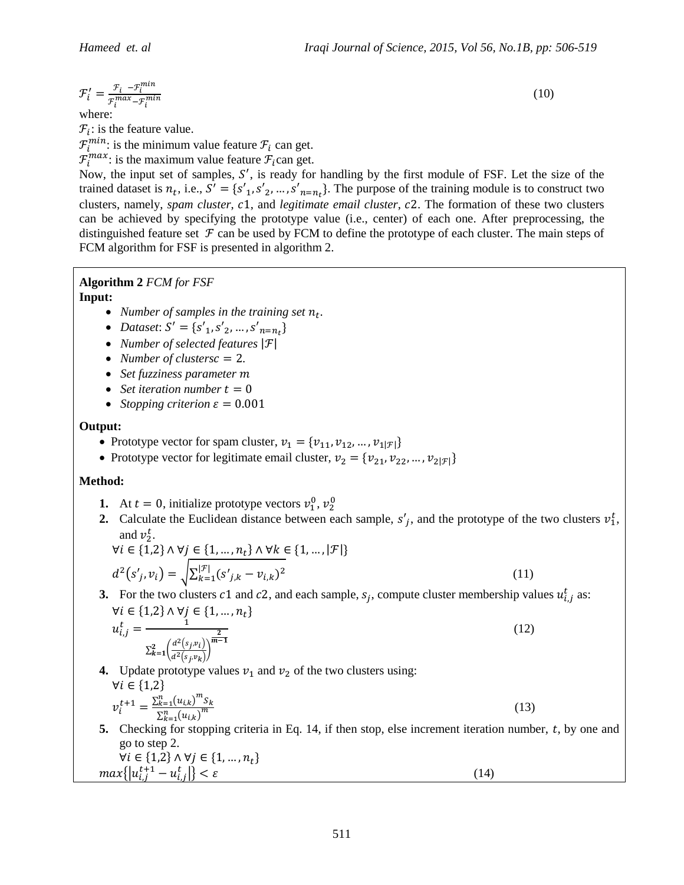$$\mathcal{F}'_i = \frac{\mathcal{F}_i - \mathcal{F}_i^{min}}{\mathcal{F}_i^{max} - \mathcal{F}_i^{min}} \tag{10}$$

where:

$\mathcal{F}_i$: is the feature value.

$\mathcal{F}_i^{min}$: is the minimum value feature $\mathcal{F}_i$ can get.

$\mathcal{F}_i^{max}$: is the maximum value feature $\mathcal{F}_i$ can get.

Now, the input set of samples, $S'$, is ready for handling by the first module of FSF. Let the size of the trained dataset is $n_t$, i.e., $S' = \{s'_1, s'_2, \dots, s'_{n=n_t}\}$. The purpose of the training module is to construct two clusters, namely, *spam cluster*, $c1$, and *legitimate email cluster*, $c2$. The formation of these two clusters can be achieved by specifying the prototype value (i.e., center) of each one. After preprocessing, the distinguished feature set $\mathcal{F}$ can be used by FCM to define the prototype of each cluster. The main steps of FCM algorithm for FSF is presented in algorithm 2.

**Algorithm 2** *FCM for FSF*

**Input:**

- *Number of samples in the training set $n_t$.*
- *Dataset*: $S' = \{s'_1, s'_2, \dots, s'_{n=n_t}\}$
- *Number of selected features $|\mathcal{F}|$*
- *Number of clustersc $= 2$.*
- *Set fuzziness parameter $m$*
- *Set iteration number $t = 0$*
- *Stopping criterion $\varepsilon = 0.001$*

**Output:**

- Prototype vector for spam cluster, $v_1 = \{v_{11}, v_{12}, \dots, v_{1|\mathcal{F}|}\}$
- Prototype vector for legitimate email cluster, $v_2 = \{v_{21}, v_{22}, \dots, v_{2|\mathcal{F}|}\}$

**Method:**

1. At $t = 0$, initialize prototype vectors $v_1^0, v_2^0$
2. Calculate the Euclidean distance between each sample, $s'_j$, and the prototype of the two clusters $v_1^t$, and $v_2^t$.
   $\forall i \in \{1,2\} \wedge \forall j \in \{1, \dots, n_t\} \wedge \forall k \in \{1, \dots, |\mathcal{F}|\}$
   $$d^2(s'_j, v_i) = \sqrt{\sum_{k=1}^{|\mathcal{F}|} (s'_{j,k} - v_{i,k})^2} \tag{11}$$
3. For the two clusters $c1$ and $c2$, and each sample, $s_j$, compute cluster membership values $u_{i,j}^t$ as:
   $\forall i \in \{1,2\} \wedge \forall j \in \{1, \dots, n_t\}$
   $$u_{i,j}^t = \frac{1}{\sum_{k=1}^{2} \left( \frac{d^2(s_j, v_i)}{d^2(s_j, v_k)} \right)^{\frac{2}{m-1}}} \tag{12}$$
4. Update prototype values $v_1$ and $v_2$ of the two clusters using:
   $\forall i \in \{1,2\}$
   $$v_i^{t+1} = \frac{\sum_{k=1}^{n} (u_{i,k})^m s_k}{\sum_{k=1}^{n} (u_{i,k})^m} \tag{13}$$
5. Checking for stopping criteria in Eq. 14, if then stop, else increment iteration number, $t$, by one and go to step 2.
   $\forall i \in \{1,2\} \wedge \forall j \in \{1, \dots, n_t\}$
   $$max\{|u_{i,j}^{t+1} - u_{i,j}^t|\} < \varepsilon \tag{14}$$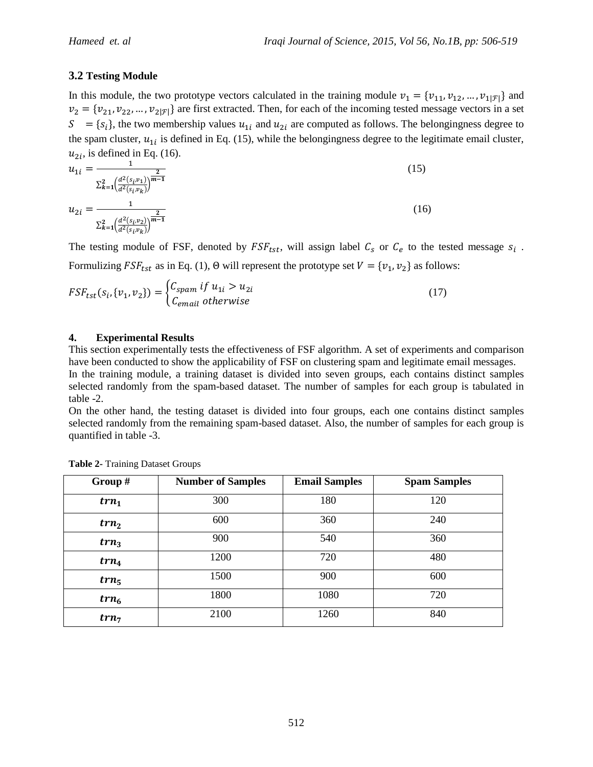## 3.2 Testing Module

In this module, the two prototype vectors calculated in the training module $v_1 = \{v_{11}, v_{12}, \ldots, v_{1|\mathcal{F}|}\}$ and $v_2 = \{v_{21}, v_{22}, \ldots, v_{2|\mathcal{F}|}\}$ are first extracted. Then, for each of the incoming tested message vectors in a set $S = \{s_i\}$, the two membership values $u_{1i}$ and $u_{2i}$ are computed as follows. The belongingness degree to the spam cluster, $u_{1i}$ is defined in Eq. (15), while the belongingness degree to the legitimate email cluster, $u_{2i}$, is defined in Eq. (16).

$$u_{1i} = \frac{1}{\sum_{k=1}^{2}\left(\frac{d^2(s_i,v_1)}{d^2(s_i,v_k)}\right)^{\frac{2}{m-1}}} \tag{15}$$

$$u_{2i} = \frac{1}{\sum_{k=1}^{2}\left(\frac{d^2(s_i,v_2)}{d^2(s_i,v_k)}\right)^{\frac{2}{m-1}}} \tag{16}$$

The testing module of FSF, denoted by $FSF_{tst}$, will assign label $C_s$ or $C_e$ to the tested message $s_i$. Formulizing $FSF_{tst}$ as in Eq. (1), Θ will represent the prototype set $V = \{v_1, v_2\}$ as follows:

$$FSF_{tst}(s_i, \{v_1, v_2\}) = \begin{cases} C_{spam} \; if \; u_{1i} > u_{2i} \\ C_{email} \; otherwise \end{cases} \tag{17}$$

## 4. Experimental Results

This section experimentally tests the effectiveness of FSF algorithm. A set of experiments and comparison have been conducted to show the applicability of FSF on clustering spam and legitimate email messages.

In the training module, a training dataset is divided into seven groups, each contains distinct samples selected randomly from the spam-based dataset. The number of samples for each group is tabulated in table -2.

On the other hand, the testing dataset is divided into four groups, each one contains distinct samples selected randomly from the remaining spam-based dataset. Also, the number of samples for each group is quantified in table -3.

**Table 2**- Training Dataset Groups

| Group # | Number of Samples | Email Samples | Spam Samples |
|---|---|---|---|
| $trn_1$ | 300 | 180 | 120 |
| $trn_2$ | 600 | 360 | 240 |
| $trn_3$ | 900 | 540 | 360 |
| $trn_4$ | 1200 | 720 | 480 |
| $trn_5$ | 1500 | 900 | 600 |
| $trn_6$ | 1800 | 1080 | 720 |
| $trn_7$ | 2100 | 1260 | 840 |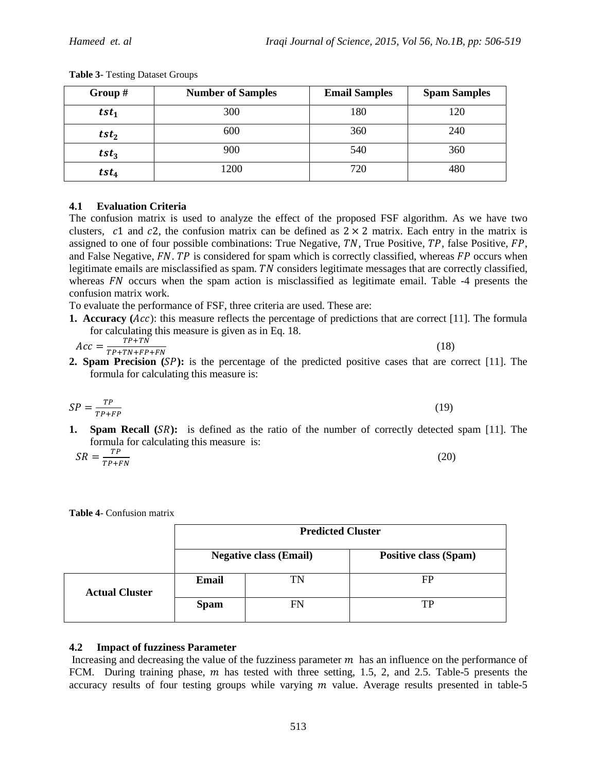**Table 3-** Testing Dataset Groups

| Group # | Number of Samples | Email Samples | Spam Samples |
|---|---|---|---|
| $tst_1$ | 300 | 180 | 120 |
| $tst_2$ | 600 | 360 | 240 |
| $tst_3$ | 900 | 540 | 360 |
| $tst_4$ | 1200 | 720 | 480 |

### 4.1 Evaluation Criteria

The confusion matrix is used to analyze the effect of the proposed FSF algorithm. As we have two clusters, $c1$ and $c2$, the confusion matrix can be defined as $2 \times 2$ matrix. Each entry in the matrix is assigned to one of four possible combinations: True Negative, $TN$, True Positive, $TP$, false Positive, $FP$, and False Negative, $FN$. $TP$ is considered for spam which is correctly classified, whereas $FP$ occurs when legitimate emails are misclassified as spam. $TN$ considers legitimate messages that are correctly classified, whereas $FN$ occurs when the spam action is misclassified as legitimate email. Table -4 presents the confusion matrix work.

To evaluate the performance of FSF, three criteria are used. These are:

1. **Accuracy ($Acc$)**: this measure reflects the percentage of predictions that are correct [11]. The formula for calculating this measure is given as in Eq. 18.

$$Acc = \frac{TP+TN}{TP+TN+FP+FN} \tag{18}$$

2. **Spam Precision ($SP$):** is the percentage of the predicted positive cases that are correct [11]. The formula for calculating this measure is:

$$SP = \frac{TP}{TP+FP} \tag{19}$$

1. **Spam Recall ($SR$):** is defined as the ratio of the number of correctly detected spam [11]. The formula for calculating this measure is:

$$SR = \frac{TP}{TP+FN} \tag{20}$$

**Table 4**- Confusion matrix

| | | Predicted Cluster | |
|---|---|---|---|
| | | **Negative class (Email)** | **Positive class (Spam)** |
| **Actual Cluster** | **Email** | TN | FP |
| | **Spam** | FN | TP |

### 4.2 Impact of fuzziness Parameter

Increasing and decreasing the value of the fuzziness parameter $m$ has an influence on the performance of FCM. During training phase, $m$ has tested with three setting, 1.5, 2, and 2.5. Table-5 presents the accuracy results of four testing groups while varying $m$ value. Average results presented in table-5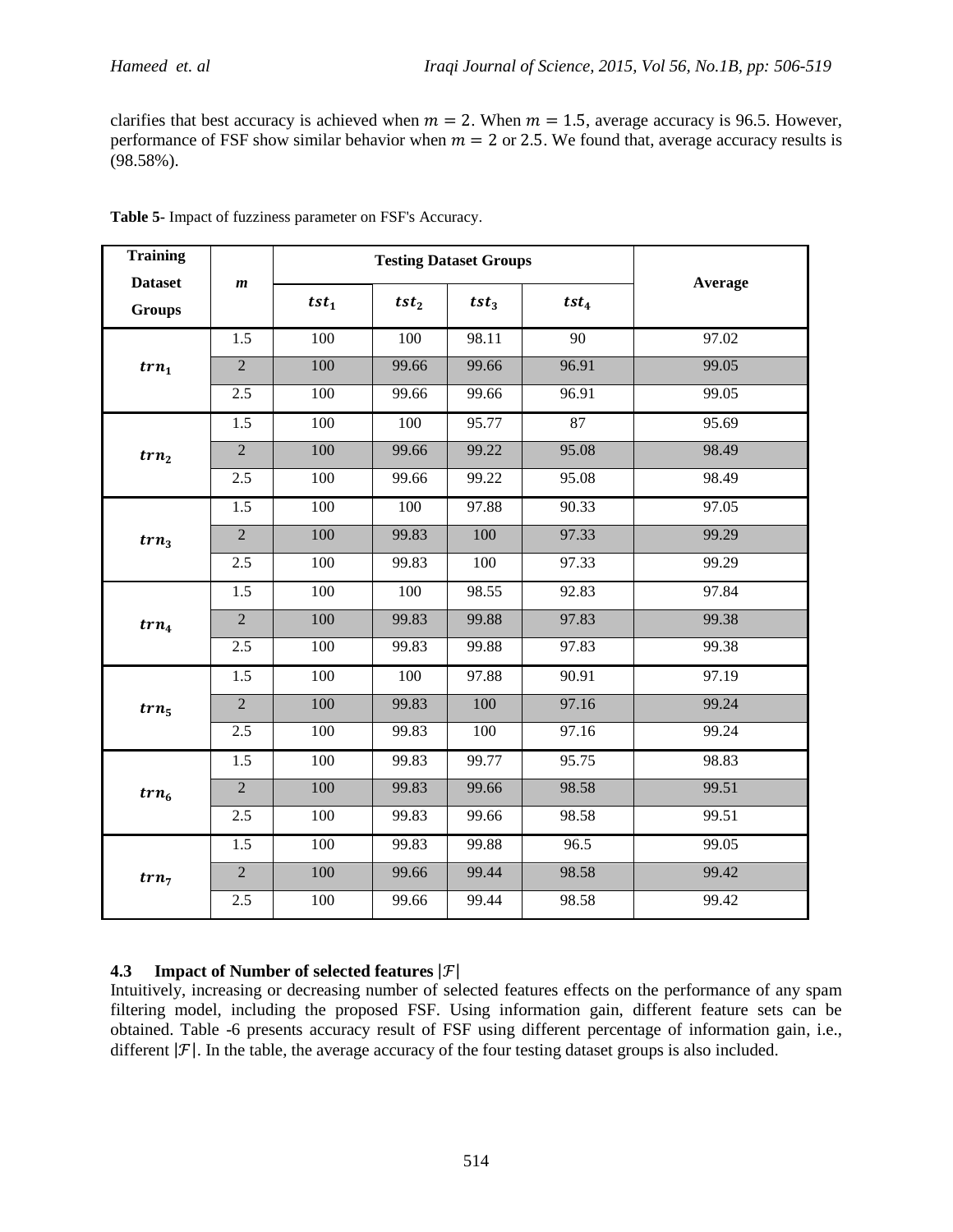clarifies that best accuracy is achieved when $m = 2$. When $m = 1.5$, average accuracy is 96.5. However, performance of FSF show similar behavior when $m = 2$ or $2.5$. We found that, average accuracy results is (98.58%).

**Table 5-** Impact of fuzziness parameter on FSF's Accuracy.

| Training Dataset Groups | $m$ | Testing Dataset Groups | | | | Average |
|---|---|---|---|---|---|---|
| | | $tst_1$ | $tst_2$ | $tst_3$ | $tst_4$ | |
| $trn_1$ | 1.5 | 100 | 100 | 98.11 | 90 | 97.02 |
| | 2 | 100 | 99.66 | 99.66 | 96.91 | 99.05 |
| | 2.5 | 100 | 99.66 | 99.66 | 96.91 | 99.05 |
| $trn_2$ | 1.5 | 100 | 100 | 95.77 | 87 | 95.69 |
| | 2 | 100 | 99.66 | 99.22 | 95.08 | 98.49 |
| | 2.5 | 100 | 99.66 | 99.22 | 95.08 | 98.49 |
| $trn_3$ | 1.5 | 100 | 100 | 97.88 | 90.33 | 97.05 |
| | 2 | 100 | 99.83 | 100 | 97.33 | 99.29 |
| | 2.5 | 100 | 99.83 | 100 | 97.33 | 99.29 |
| $trn_4$ | 1.5 | 100 | 100 | 98.55 | 92.83 | 97.84 |
| | 2 | 100 | 99.83 | 99.88 | 97.83 | 99.38 |
| | 2.5 | 100 | 99.83 | 99.88 | 97.83 | 99.38 |
| $trn_5$ | 1.5 | 100 | 100 | 97.88 | 90.91 | 97.19 |
| | 2 | 100 | 99.83 | 100 | 97.16 | 99.24 |
| | 2.5 | 100 | 99.83 | 100 | 97.16 | 99.24 |
| $trn_6$ | 1.5 | 100 | 99.83 | 99.77 | 95.75 | 98.83 |
| | 2 | 100 | 99.83 | 99.66 | 98.58 | 99.51 |
| | 2.5 | 100 | 99.83 | 99.66 | 98.58 | 99.51 |
| $trn_7$ | 1.5 | 100 | 99.83 | 99.88 | 96.5 | 99.05 |
| | 2 | 100 | 99.66 | 99.44 | 98.58 | 99.42 |
| | 2.5 | 100 | 99.66 | 99.44 | 98.58 | 99.42 |

### 4.3 Impact of Number of selected features $|\mathcal{F}|$

Intuitively, increasing or decreasing number of selected features effects on the performance of any spam filtering model, including the proposed FSF. Using information gain, different feature sets can be obtained. Table -6 presents accuracy result of FSF using different percentage of information gain, i.e., different $|\mathcal{F}|$. In the table, the average accuracy of the four testing dataset groups is also included.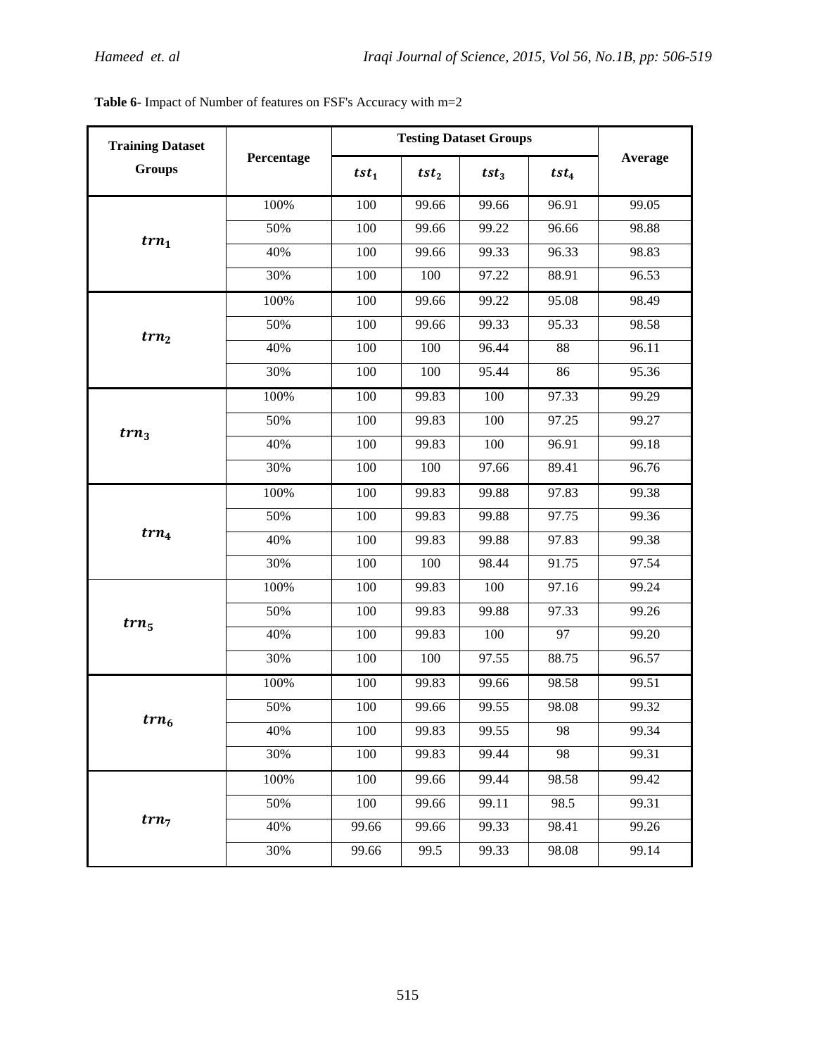**Table 6**- Impact of Number of features on FSF's Accuracy with m=2

| Training Dataset Groups | Percentage | Testing Dataset Groups | | | | Average |
|---|---|---|---|---|---|---|
| | | $tst_1$ | $tst_2$ | $tst_3$ | $tst_4$ | |
| $trn_1$ | 100% | 100 | 99.66 | 99.66 | 96.91 | 99.05 |
| | 50% | 100 | 99.66 | 99.22 | 96.66 | 98.88 |
| | 40% | 100 | 99.66 | 99.33 | 96.33 | 98.83 |
| | 30% | 100 | 100 | 97.22 | 88.91 | 96.53 |
| $trn_2$ | 100% | 100 | 99.66 | 99.22 | 95.08 | 98.49 |
| | 50% | 100 | 99.66 | 99.33 | 95.33 | 98.58 |
| | 40% | 100 | 100 | 96.44 | 88 | 96.11 |
| | 30% | 100 | 100 | 95.44 | 86 | 95.36 |
| $trn_3$ | 100% | 100 | 99.83 | 100 | 97.33 | 99.29 |
| | 50% | 100 | 99.83 | 100 | 97.25 | 99.27 |
| | 40% | 100 | 99.83 | 100 | 96.91 | 99.18 |
| | 30% | 100 | 100 | 97.66 | 89.41 | 96.76 |
| $trn_4$ | 100% | 100 | 99.83 | 99.88 | 97.83 | 99.38 |
| | 50% | 100 | 99.83 | 99.88 | 97.75 | 99.36 |
| | 40% | 100 | 99.83 | 99.88 | 97.83 | 99.38 |
| | 30% | 100 | 100 | 98.44 | 91.75 | 97.54 |
| $trn_5$ | 100% | 100 | 99.83 | 100 | 97.16 | 99.24 |
| | 50% | 100 | 99.83 | 99.88 | 97.33 | 99.26 |
| | 40% | 100 | 99.83 | 100 | 97 | 99.20 |
| | 30% | 100 | 100 | 97.55 | 88.75 | 96.57 |
| $trn_6$ | 100% | 100 | 99.83 | 99.66 | 98.58 | 99.51 |
| | 50% | 100 | 99.66 | 99.55 | 98.08 | 99.32 |
| | 40% | 100 | 99.83 | 99.55 | 98 | 99.34 |
| | 30% | 100 | 99.83 | 99.44 | 98 | 99.31 |
| $trn_7$ | 100% | 100 | 99.66 | 99.44 | 98.58 | 99.42 |
| | 50% | 100 | 99.66 | 99.11 | 98.5 | 99.31 |
| | 40% | 99.66 | 99.66 | 99.33 | 98.41 | 99.26 |
| | 30% | 99.66 | 99.5 | 99.33 | 98.08 | 99.14 |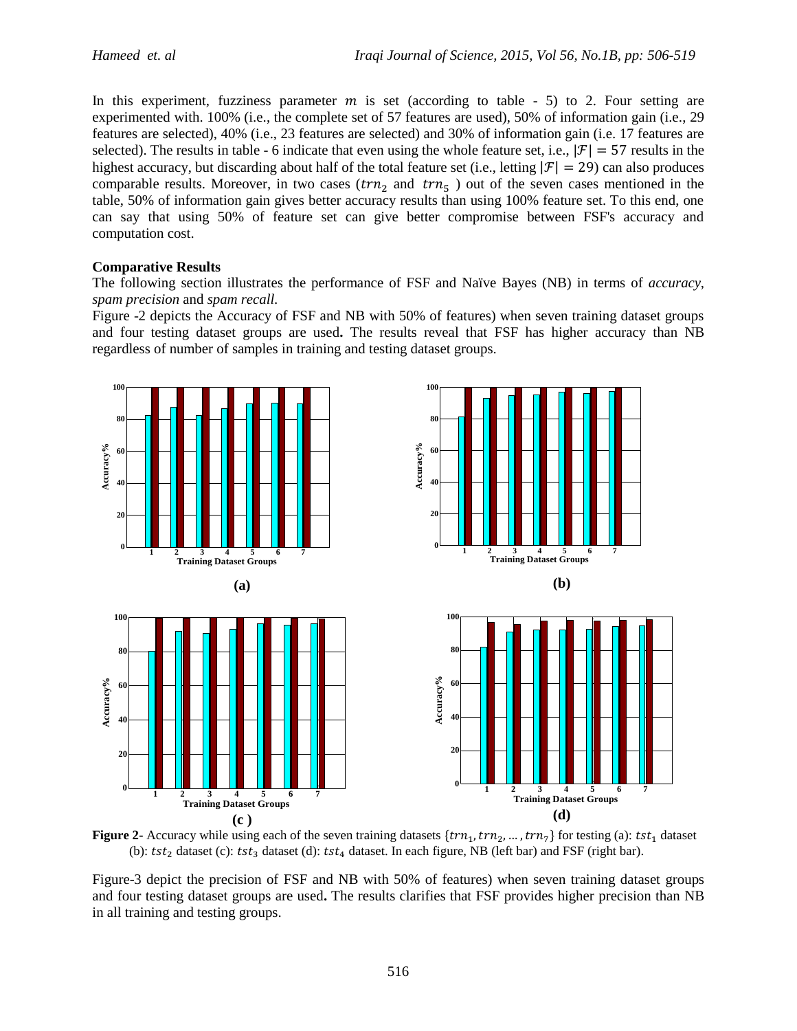In this experiment, fuzziness parameter $m$ is set (according to table - 5) to 2. Four setting are experimented with. 100% (i.e., the complete set of 57 features are used), 50% of information gain (i.e., 29 features are selected), 40% (i.e., 23 features are selected) and 30% of information gain (i.e. 17 features are selected). The results in table - 6 indicate that even using the whole feature set, i.e., $|\mathcal{F}| = 57$ results in the highest accuracy, but discarding about half of the total feature set (i.e., letting $|\mathcal{F}| = 29$) can also produces comparable results. Moreover, in two cases ($trn_2$ and $trn_5$ ) out of the seven cases mentioned in the table, 50% of information gain gives better accuracy results than using 100% feature set. To this end, one can say that using 50% of feature set can give better compromise between FSF's accuracy and computation cost.

**Comparative Results**

The following section illustrates the performance of FSF and Naïve Bayes (NB) in terms of *accuracy*, *spam precision* and *spam recall.*

Figure -2 depicts the Accuracy of FSF and NB with 50% of features) when seven training dataset groups and four testing dataset groups are used**.** The results reveal that FSF has higher accuracy than NB regardless of number of samples in training and testing dataset groups.

**Figure 2**- Accuracy while using each of the seven training datasets $\{trn_1, trn_2, \dots, trn_7\}$ for testing (a): $tst_1$ dataset (b): $tst_2$ dataset (c): $tst_3$ dataset (d): $tst_4$ dataset. In each figure, NB (left bar) and FSF (right bar).

Figure-3 depict the precision of FSF and NB with 50% of features) when seven training dataset groups and four testing dataset groups are used**.** The results clarifies that FSF provides higher precision than NB in all training and testing groups.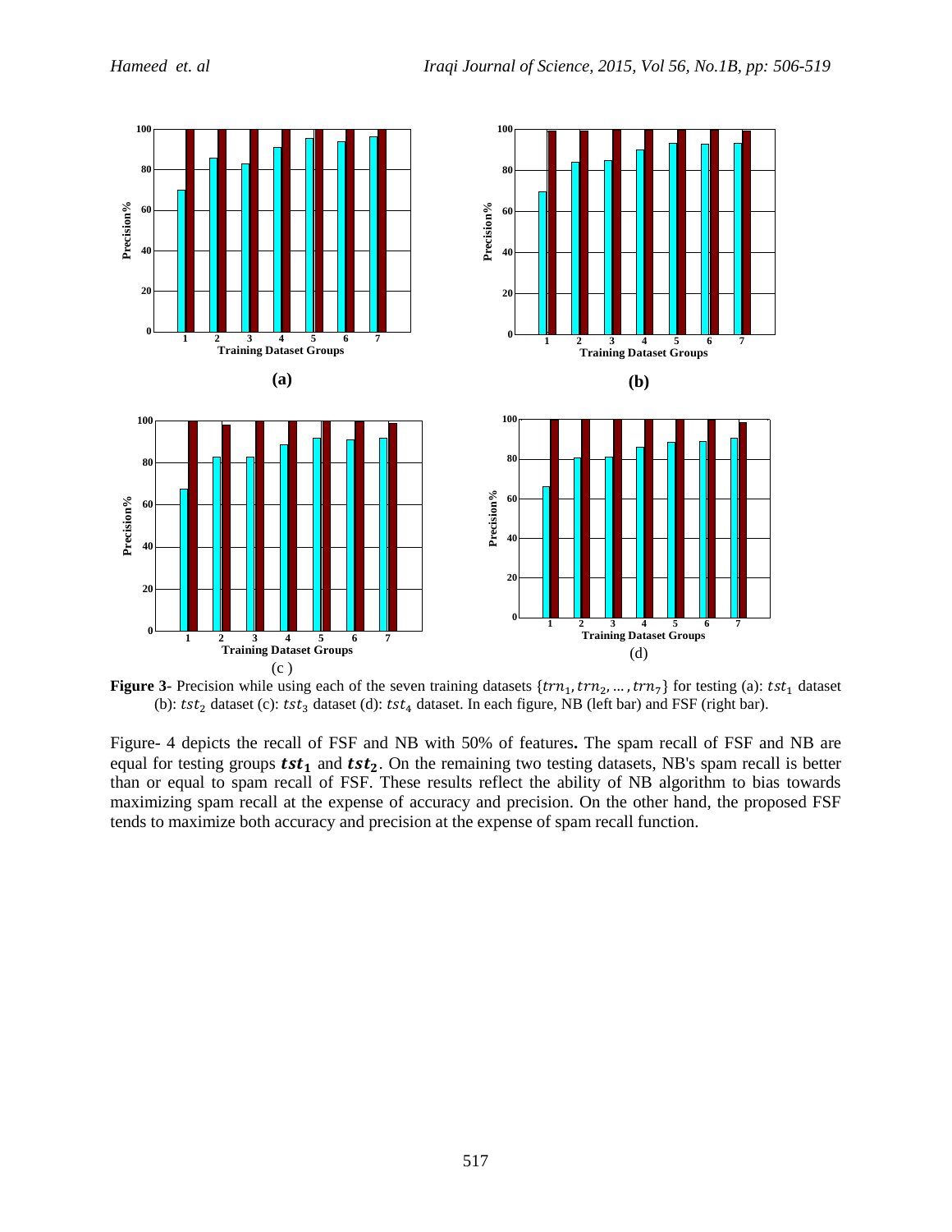**Figure 3-** Precision while using each of the seven training datasets $\{trn_1, trn_2, \ldots, trn_7\}$ for testing (a): $tst_1$ dataset (b): $tst_2$ dataset (c): $tst_3$ dataset (d): $tst_4$ dataset. In each figure, NB (left bar) and FSF (right bar).

Figure- 4 depicts the recall of FSF and NB with 50% of features**.** The spam recall of FSF and NB are equal for testing groups $\boldsymbol{tst_1}$ and $\boldsymbol{tst_2}$. On the remaining two testing datasets, NB's spam recall is better than or equal to spam recall of FSF. These results reflect the ability of NB algorithm to bias towards maximizing spam recall at the expense of accuracy and precision. On the other hand, the proposed FSF tends to maximize both accuracy and precision at the expense of spam recall function.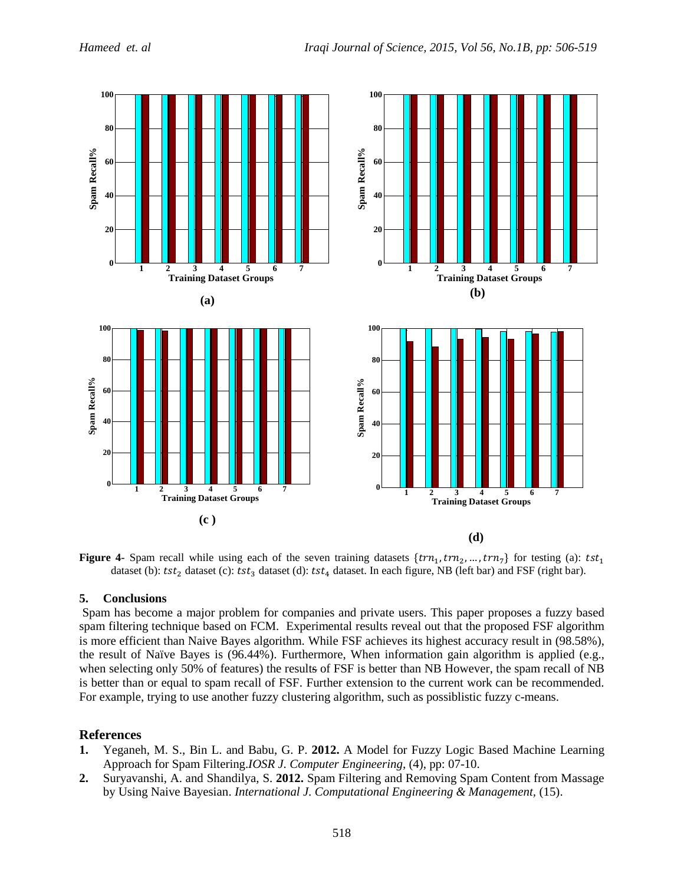**Figure 4-** Spam recall while using each of the seven training datasets $\{trn_1, trn_2, \ldots, trn_7\}$ for testing (a): $tst_1$ dataset (b): $tst_2$ dataset (c): $tst_3$ dataset (d): $tst_4$ dataset. In each figure, NB (left bar) and FSF (right bar).

## 5. Conclusions

Spam has become a major problem for companies and private users. This paper proposes a fuzzy based spam filtering technique based on FCM. Experimental results reveal out that the proposed FSF algorithm is more efficient than Naive Bayes algorithm. While FSF achieves its highest accuracy result in (98.58%), the result of Naïve Bayes is (96.44%). Furthermore, When information gain algorithm is applied (e.g., when selecting only 50% of features) the results of FSF is better than NB However, the spam recall of NB is better than or equal to spam recall of FSF. Further extension to the current work can be recommended. For example, trying to use another fuzzy clustering algorithm, such as possiblistic fuzzy c-means.

## References

1. Yeganeh, M. S., Bin L. and Babu, G. P. **2012.** A Model for Fuzzy Logic Based Machine Learning Approach for Spam Filtering.*IOSR J. Computer Engineering*, (4), pp: 07-10.
2. Suryavanshi, A. and Shandilya, S. **2012.** Spam Filtering and Removing Spam Content from Massage by Using Naive Bayesian. *International J. Computational Engineering & Management*, (15).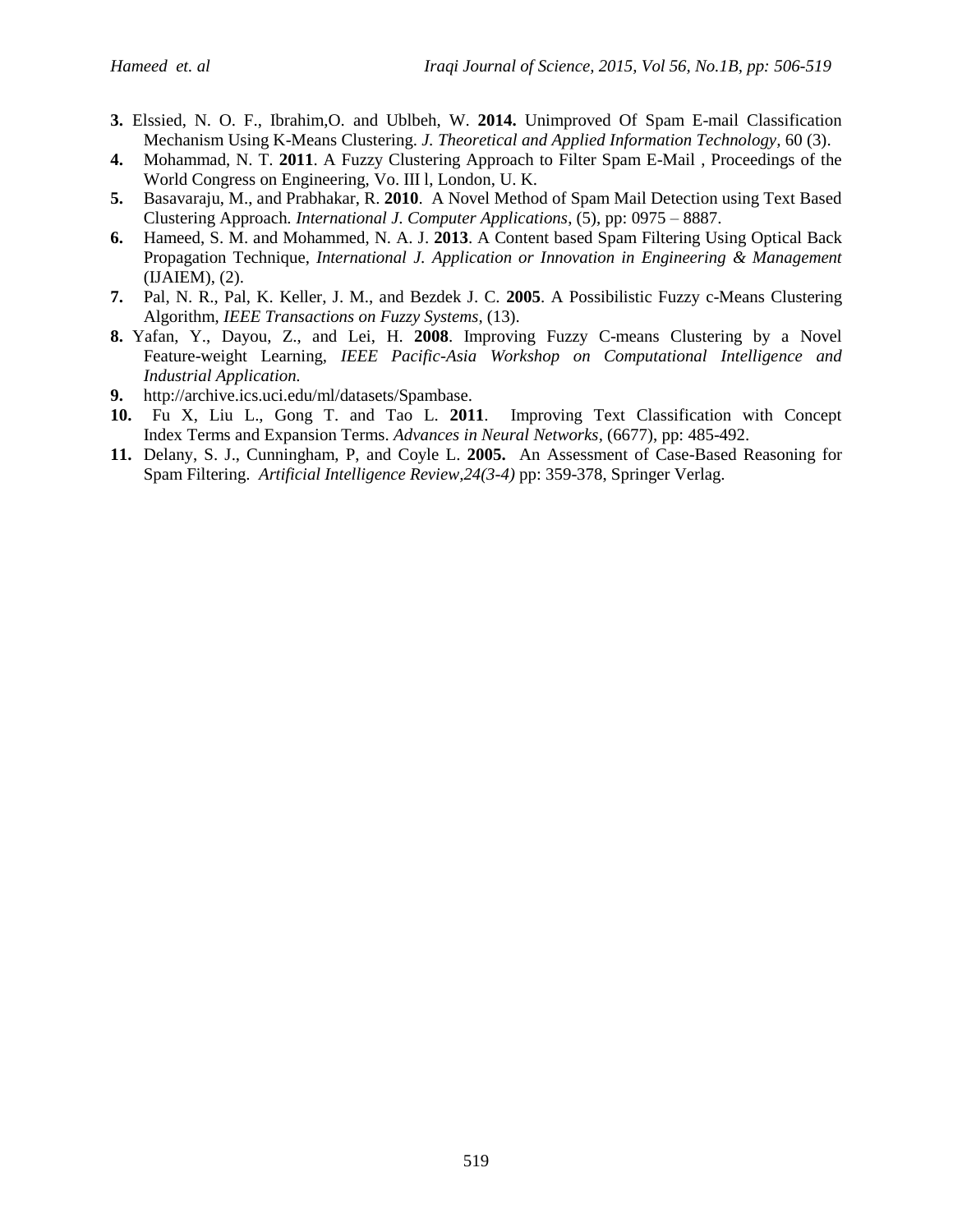3. Elssied, N. O. F., Ibrahim,O. and Ublbeh, W. **2014.** Unimproved Of Spam E-mail Classification Mechanism Using K-Means Clustering. *J. Theoretical and Applied Information Technology*, 60 (3).
4. Mohammad, N. T. **2011**. A Fuzzy Clustering Approach to Filter Spam E-Mail , Proceedings of the World Congress on Engineering, Vo. III l, London, U. K.
5. Basavaraju, M., and Prabhakar, R. **2010**. A Novel Method of Spam Mail Detection using Text Based Clustering Approach. *International J. Computer Applications*, (5), pp: 0975 – 8887.
6. Hameed, S. M. and Mohammed, N. A. J. **2013**. A Content based Spam Filtering Using Optical Back Propagation Technique, *International J. Application or Innovation in Engineering & Management* (IJAIEM), (2).
7. Pal, N. R., Pal, K. Keller, J. M., and Bezdek J. C. **2005**. A Possibilistic Fuzzy c-Means Clustering Algorithm, *IEEE Transactions on Fuzzy Systems*, (13).
8. Yafan, Y., Dayou, Z., and Lei, H. **2008**. Improving Fuzzy C-means Clustering by a Novel Feature-weight Learning, *IEEE Pacific-Asia Workshop on Computational Intelligence and Industrial Application.*
9. http://archive.ics.uci.edu/ml/datasets/Spambase.
10. Fu X, Liu L., Gong T. and Tao L. **2011**. Improving Text Classification with Concept Index Terms and Expansion Terms. *Advances in Neural Networks*, (6677), pp: 485-492.
11. Delany, S. J., Cunningham, P, and Coyle L. **2005.** An Assessment of Case-Based Reasoning for Spam Filtering. *Artificial Intelligence Review,24(3-4)* pp: 359-378, Springer Verlag.